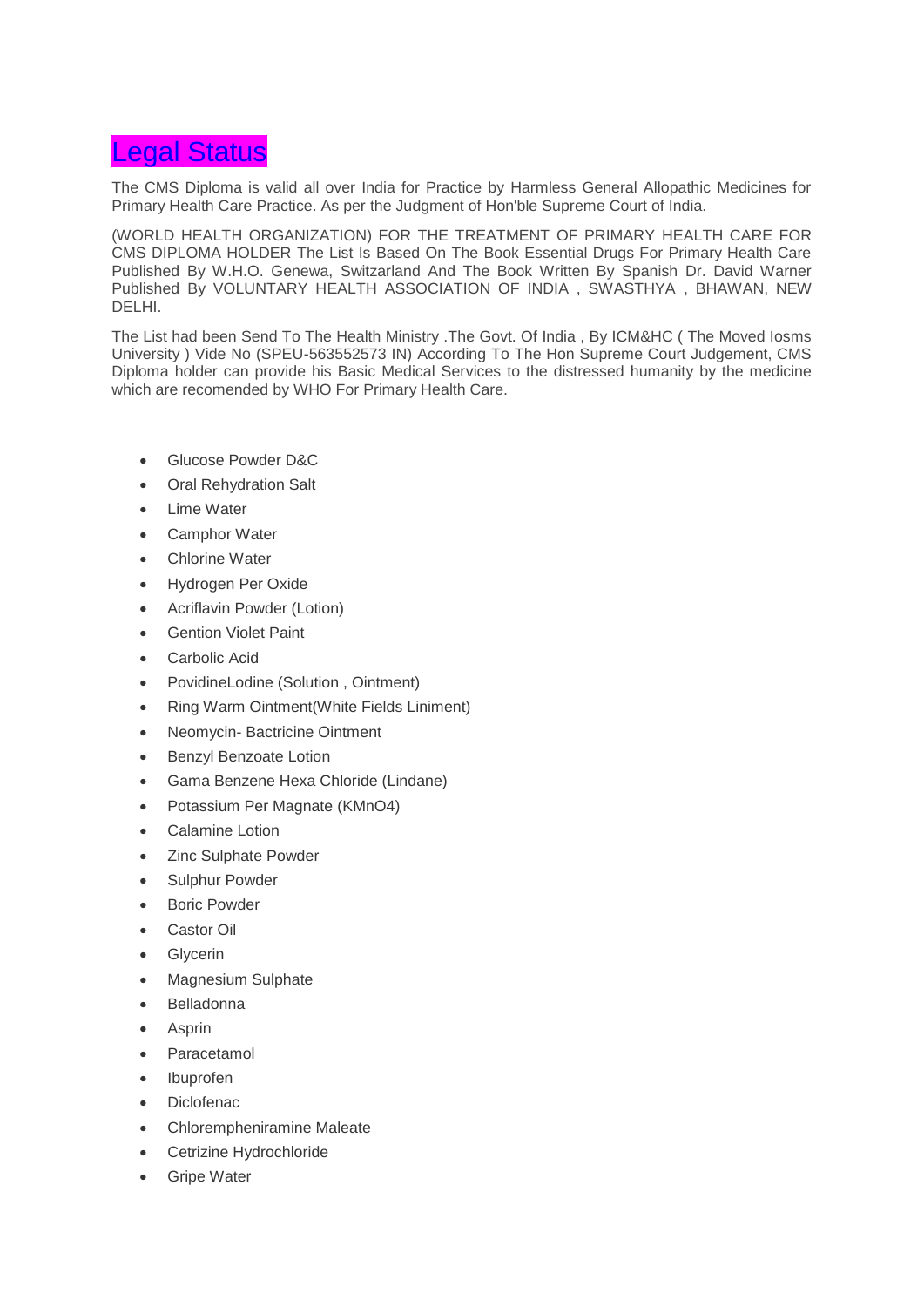# Legal Status

The CMS Diploma is valid all over India for Practice by Harmless General Allopathic Medicines for Primary Health Care Practice. As per the Judgment of Hon'ble Supreme Court of India.

(WORLD HEALTH ORGANIZATION) FOR THE TREATMENT OF PRIMARY HEALTH CARE FOR CMS DIPLOMA HOLDER The List Is Based On The Book Essential Drugs For Primary Health Care Published By W.H.O. Genewa, Switzarland And The Book Written By Spanish Dr. David Warner Published By VOLUNTARY HEALTH ASSOCIATION OF INDIA , SWASTHYA , BHAWAN, NEW DELHI.

The List had been Send To The Health Ministry .The Govt. Of India , By ICM&HC ( The Moved Iosms University ) Vide No (SPEU-563552573 IN) According To The Hon Supreme Court Judgement, CMS Diploma holder can provide his Basic Medical Services to the distressed humanity by the medicine which are recomended by WHO For Primary Health Care.

- Glucose Powder D&C
- Oral Rehydration Salt
- Lime Water
- Camphor Water
- Chlorine Water
- Hydrogen Per Oxide
- Acriflavin Powder (Lotion)
- Gention Violet Paint
- Carbolic Acid
- PovidineLodine (Solution , Ointment)
- Ring Warm Ointment(White Fields Liniment)
- Neomycin- Bactricine Ointment
- Benzyl Benzoate Lotion
- Gama Benzene Hexa Chloride (Lindane)
- Potassium Per Magnate ($KMnO_4$)
- Calamine Lotion
- Zinc Sulphate Powder
- Sulphur Powder
- Boric Powder
- Castor Oil
- Glycerin
- Magnesium Sulphate
- Belladonna
- Asprin
- Paracetamol
- Ibuprofen
- Diclofenac
- Chlorempheniramine Maleate
- Cetrizine Hydrochloride
- Gripe Water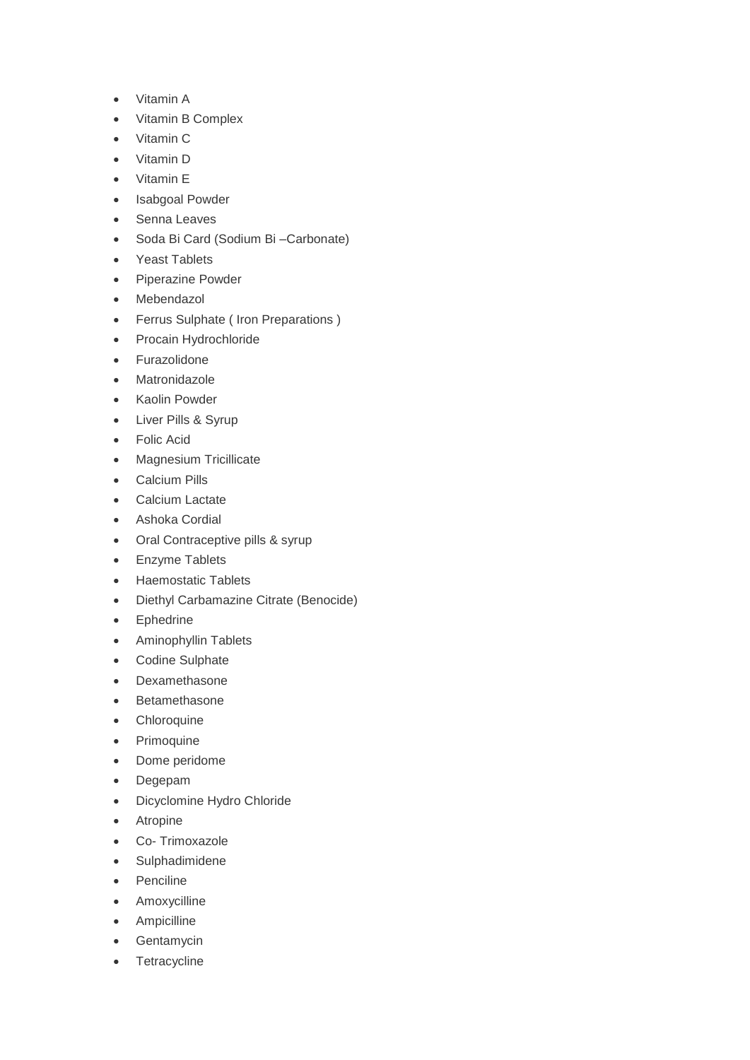- Vitamin A
- Vitamin B Complex
- Vitamin C
- Vitamin D
- Vitamin E
- Isabgoal Powder
- Senna Leaves
- Soda Bi Card (Sodium Bi –Carbonate)
- Yeast Tablets
- Piperazine Powder
- Mebendazol
- Ferrus Sulphate ( Iron Preparations )
- Procain Hydrochloride
- Furazolidone
- Matronidazole
- Kaolin Powder
- Liver Pills & Syrup
- Folic Acid
- Magnesium Tricillicate
- Calcium Pills
- Calcium Lactate
- Ashoka Cordial
- Oral Contraceptive pills & syrup
- Enzyme Tablets
- Haemostatic Tablets
- Diethyl Carbamazine Citrate (Benocide)
- Ephedrine
- Aminophyllin Tablets
- Codine Sulphate
- Dexamethasone
- Betamethasone
- Chloroquine
- Primoquine
- Dome peridome
- Degepam
- Dicyclomine Hydro Chloride
- Atropine
- Co- Trimoxazole
- Sulphadimidene
- Penciline
- Amoxycilline
- Ampicilline
- Gentamycin
- Tetracycline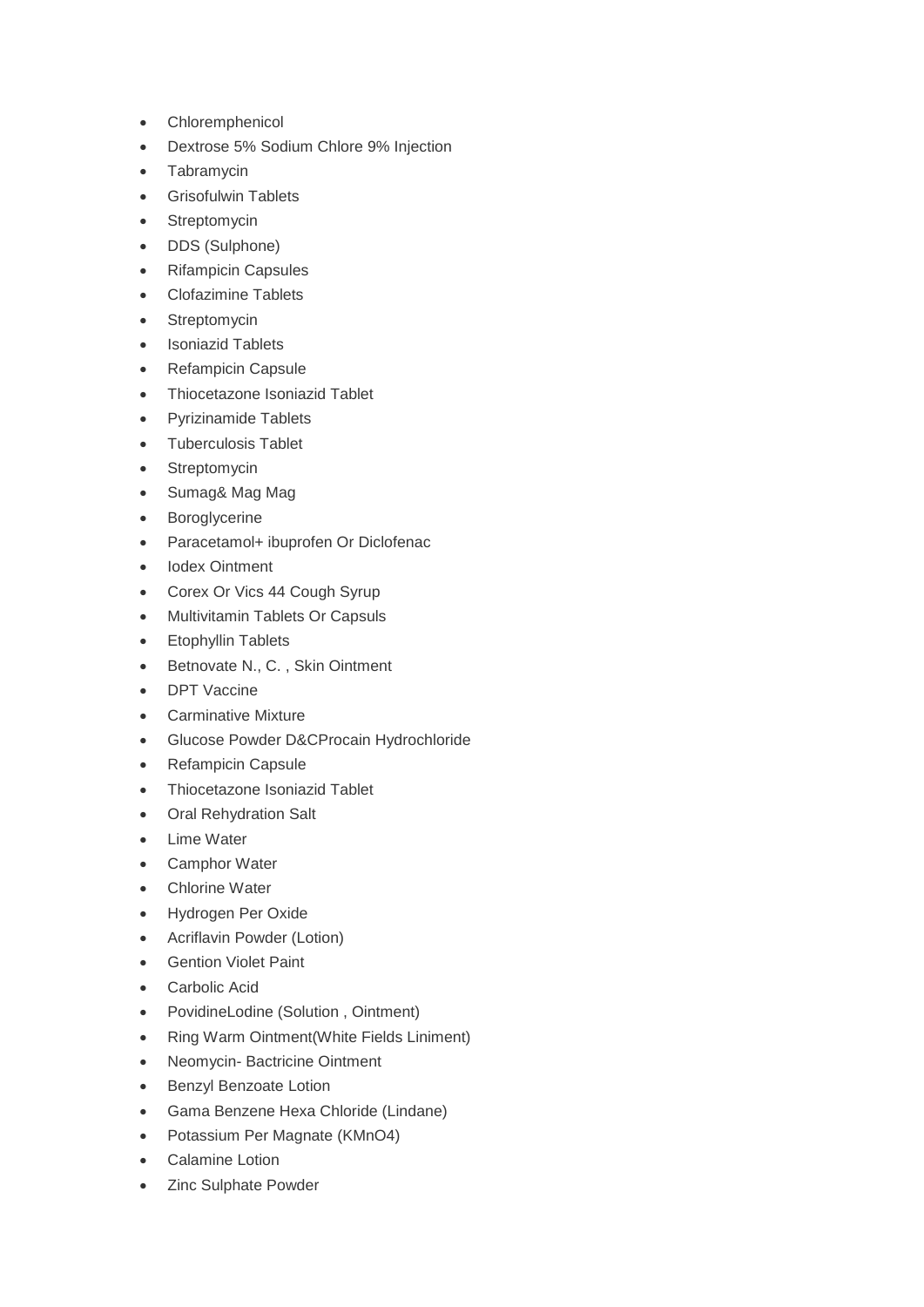- Chloremphenicol
- Dextrose 5% Sodium Chlore 9% Injection
- Tabramycin
- Grisofulwin Tablets
- Streptomycin
- DDS (Sulphone)
- Rifampicin Capsules
- Clofazimine Tablets
- Streptomycin
- Isoniazid Tablets
- Refampicin Capsule
- Thiocetazone Isoniazid Tablet
- Pyrizinamide Tablets
- Tuberculosis Tablet
- Streptomycin
- Sumag& Mag Mag
- Boroglycerine
- Paracetamol+ ibuprofen Or Diclofenac
- Iodex Ointment
- Corex Or Vics 44 Cough Syrup
- Multivitamin Tablets Or Capsuls
- Etophyllin Tablets
- Betnovate N., C. , Skin Ointment
- DPT Vaccine
- Carminative Mixture
- Glucose Powder D&CProcain Hydrochloride
- Refampicin Capsule
- Thiocetazone Isoniazid Tablet
- Oral Rehydration Salt
- Lime Water
- Camphor Water
- Chlorine Water
- Hydrogen Per Oxide
- Acriflavin Powder (Lotion)
- Gention Violet Paint
- Carbolic Acid
- PovidineLodine (Solution , Ointment)
- Ring Warm Ointment(White Fields Liniment)
- Neomycin- Bactricine Ointment
- Benzyl Benzoate Lotion
- Gama Benzene Hexa Chloride (Lindane)
- Potassium Per Magnate ($KMnO_4$)
- Calamine Lotion
- Zinc Sulphate Powder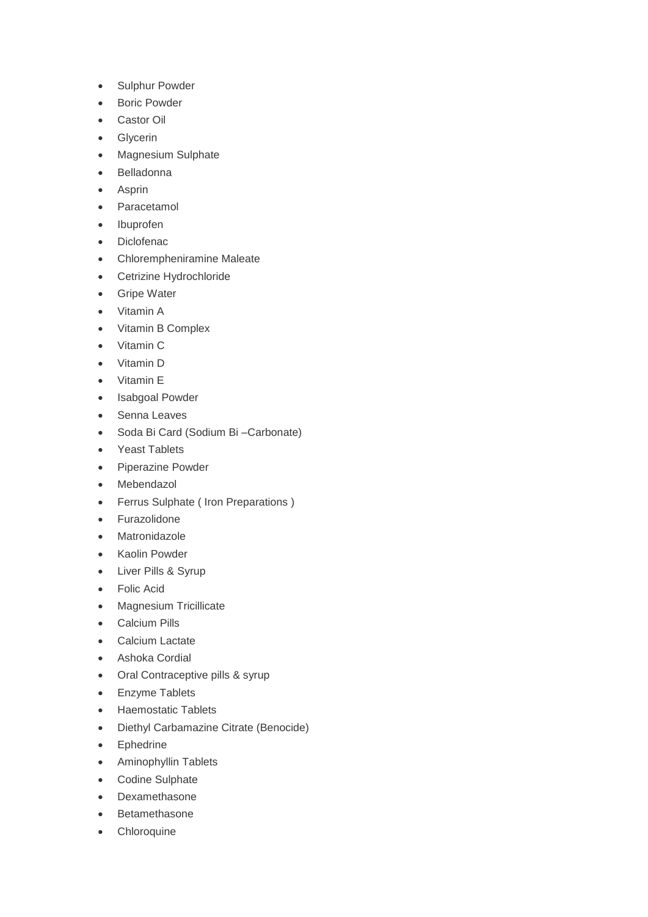- Sulphur Powder
- Boric Powder
- Castor Oil
- Glycerin
- Magnesium Sulphate
- Belladonna
- Asprin
- Paracetamol
- Ibuprofen
- Diclofenac
- Chloremepheniramine Maleate
- Cetrizine Hydrochloride
- Gripe Water
- Vitamin A
- Vitamin B Complex
- Vitamin C
- Vitamin D
- Vitamin E
- Isabgoal Powder
- Senna Leaves
- Soda Bi Card (Sodium Bi –Carbonate)
- Yeast Tablets
- Piperazine Powder
- Mebendazol
- Ferrus Sulphate ( Iron Preparations )
- Furazolidone
- Matronidazole
- Kaolin Powder
- Liver Pills & Syrup
- Folic Acid
- Magnesium Tricillicate
- Calcium Pills
- Calcium Lactate
- Ashoka Cordial
- Oral Contraceptive pills & syrup
- Enzyme Tablets
- Haemostatic Tablets
- Diethyl Carbamazine Citrate (Benocide)
- Ephedrine
- Aminophyllin Tablets
- Codine Sulphate
- Dexamethasone
- Betamethasone
- Chloroquine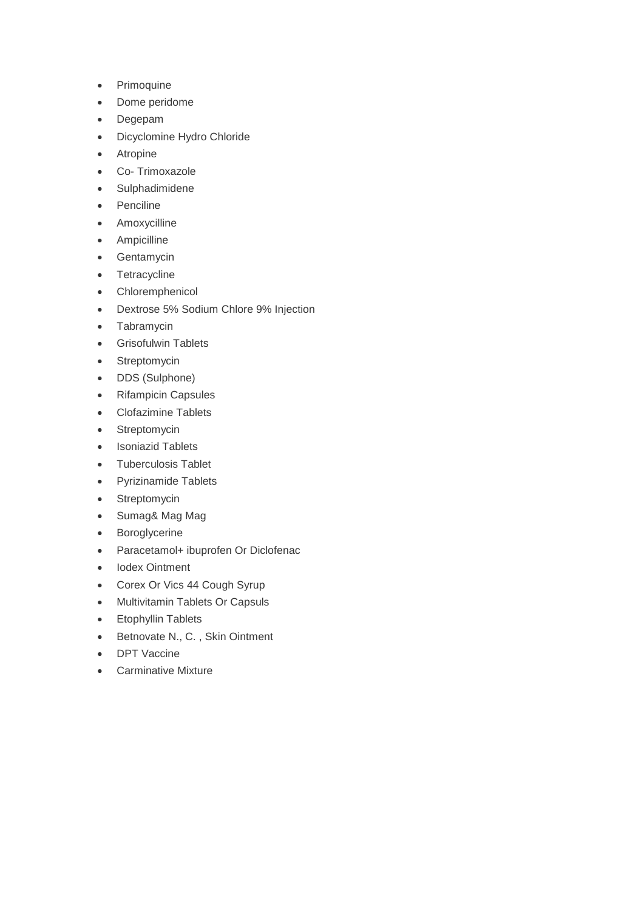- Primoquine
- Dome peridome
- Degepam
- Dicyclomine Hydro Chloride
- Atropine
- Co- Trimoxazole
- Sulphadimidene
- Penciline
- Amoxycilline
- Ampicilline
- Gentamycin
- Tetracycline
- Chloremphenicol
- Dextrose 5% Sodium Chlore 9% Injection
- Tabramycin
- Grisofulwin Tablets
- Streptomycin
- DDS (Sulphone)
- Rifampicin Capsules
- Clofazimine Tablets
- Streptomycin
- Isoniazid Tablets
- Tuberculosis Tablet
- Pyrizinamide Tablets
- Streptomycin
- Sumag& Mag Mag
- Boroglycerine
- Paracetamol+ ibuprofen Or Diclofenac
- Iodex Ointment
- Corex Or Vics 44 Cough Syrup
- Multivitamin Tablets Or Capsuls
- Etophyllin Tablets
- Betnovate N., C. , Skin Ointment
- DPT Vaccine
- Carminative Mixture